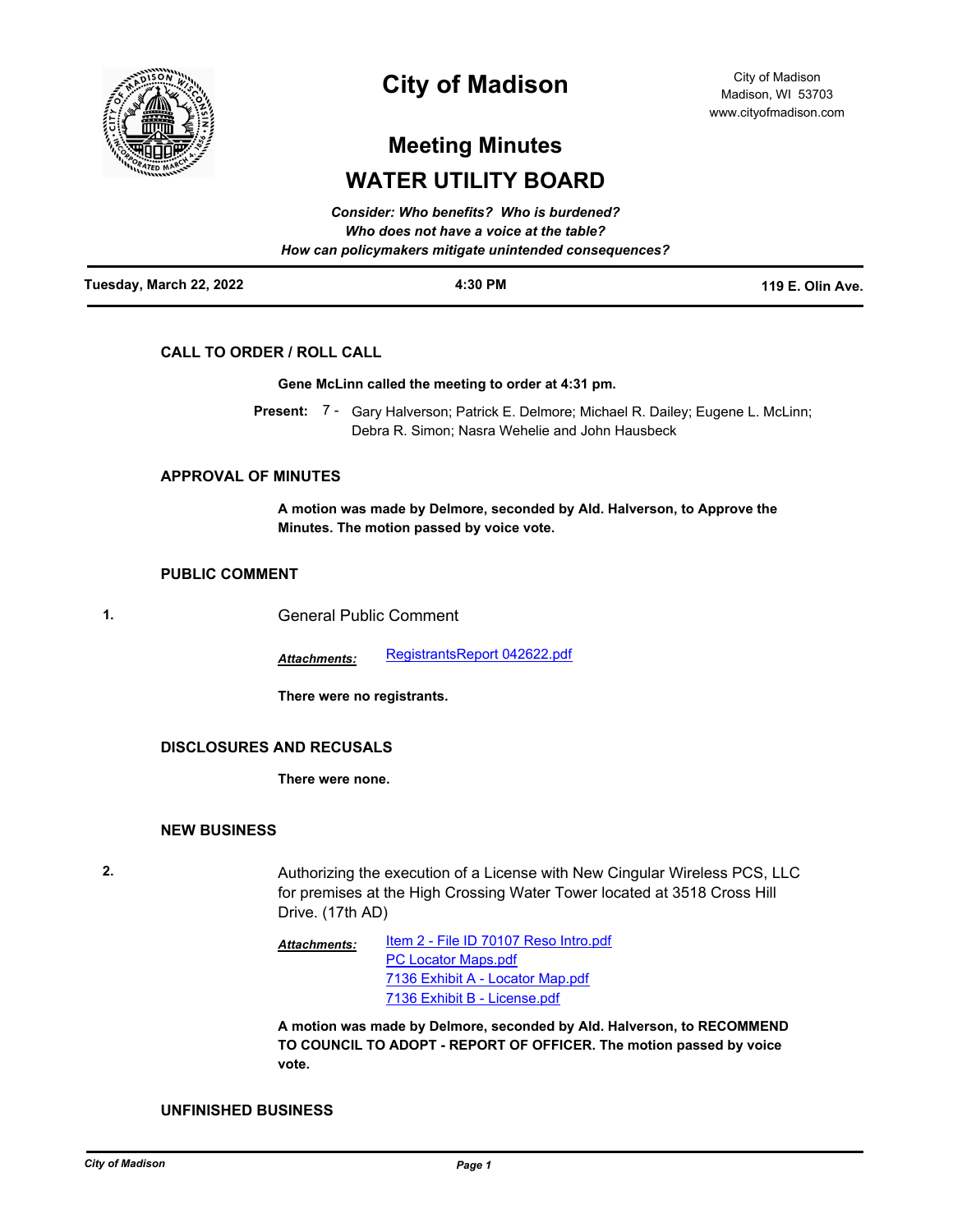# City of Madison

City of Madison
Madison, WI 53703
www.cityofmadison.com

## Meeting Minutes

## WATER UTILITY BOARD

***Consider: Who benefits? Who is burdened?***
***Who does not have a voice at the table?***
***How can policymakers mitigate unintended consequences?***

**Tuesday, March 22, 2022** | **4:30 PM** | **119 E. Olin Ave.**

### CALL TO ORDER / ROLL CALL

**Gene McLinn called the meeting to order at 4:31 pm.**

**Present:** 7 - Gary Halverson; Patrick E. Delmore; Michael R. Dailey; Eugene L. McLinn; Debra R. Simon; Nasra Wehelie and John Hausbeck

### APPROVAL OF MINUTES

**A motion was made by Delmore, seconded by Ald. Halverson, to Approve the Minutes. The motion passed by voice vote.**

### PUBLIC COMMENT

1. General Public Comment

   ***Attachments:*** RegistrantsReport 042622.pdf

   **There were no registrants.**

### DISCLOSURES AND RECUSALS

**There were none.**

### NEW BUSINESS

2. Authorizing the execution of a License with New Cingular Wireless PCS, LLC for premises at the High Crossing Water Tower located at 3518 Cross Hill Drive. (17th AD)

   ***Attachments:*** Item 2 - File ID 70107 Reso Intro.pdf
   PC Locator Maps.pdf
   7136 Exhibit A - Locator Map.pdf
   7136 Exhibit B - License.pdf

   **A motion was made by Delmore, seconded by Ald. Halverson, to RECOMMEND TO COUNCIL TO ADOPT - REPORT OF OFFICER. The motion passed by voice vote.**

### UNFINISHED BUSINESS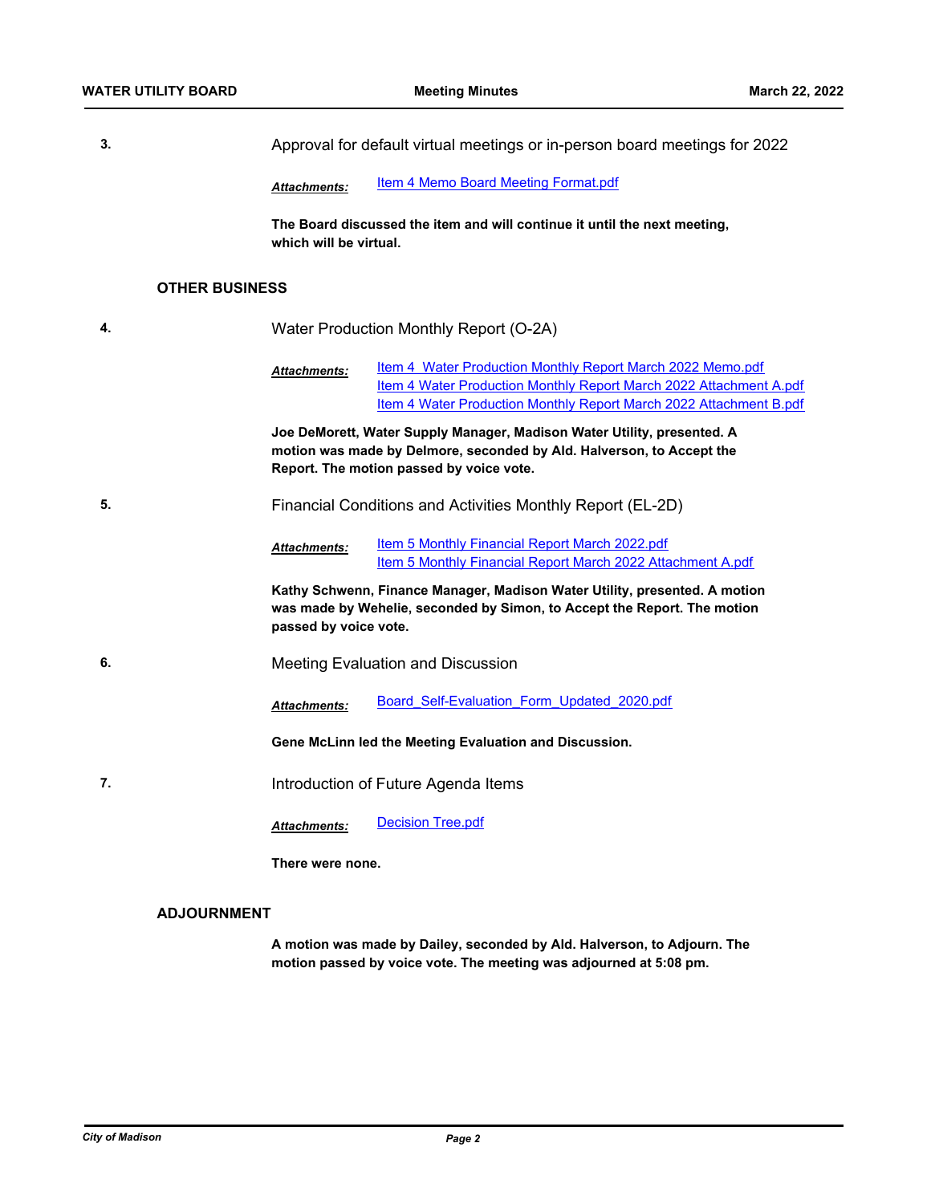**3.** Approval for default virtual meetings or in-person board meetings for 2022

***Attachments:*** Item 4 Memo Board Meeting Format.pdf

**The Board discussed the item and will continue it until the next meeting, which will be virtual.**

## OTHER BUSINESS

**4.** Water Production Monthly Report (O-2A)

***Attachments:*** Item 4 Water Production Monthly Report March 2022 Memo.pdf
Item 4 Water Production Monthly Report March 2022 Attachment A.pdf
Item 4 Water Production Monthly Report March 2022 Attachment B.pdf

**Joe DeMorett, Water Supply Manager, Madison Water Utility, presented. A motion was made by Delmore, seconded by Ald. Halverson, to Accept the Report. The motion passed by voice vote.**

**5.** Financial Conditions and Activities Monthly Report (EL-2D)

***Attachments:*** Item 5 Monthly Financial Report March 2022.pdf
Item 5 Monthly Financial Report March 2022 Attachment A.pdf

**Kathy Schwenn, Finance Manager, Madison Water Utility, presented. A motion was made by Wehelie, seconded by Simon, to Accept the Report. The motion passed by voice vote.**

**6.** Meeting Evaluation and Discussion

***Attachments:*** Board_Self-Evaluation_Form_Updated_2020.pdf

**Gene McLinn led the Meeting Evaluation and Discussion.**

**7.** Introduction of Future Agenda Items

***Attachments:*** Decision Tree.pdf

**There were none.**

## ADJOURNMENT

**A motion was made by Dailey, seconded by Ald. Halverson, to Adjourn. The motion passed by voice vote. The meeting was adjourned at 5:08 pm.**